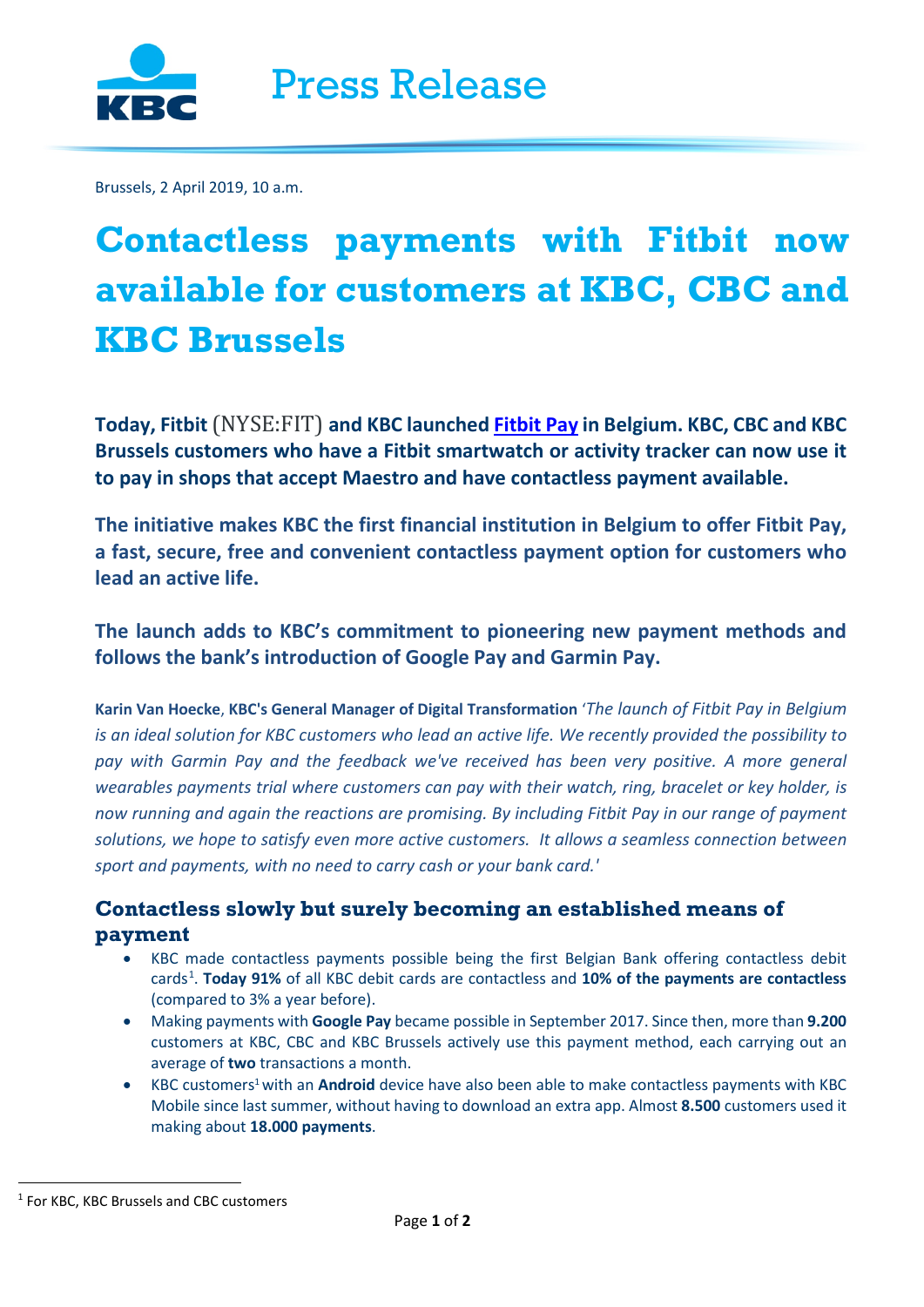Press Release

Brussels, 2 April 2019, 10 a.m.

# Contactless payments with Fitbit now available for customers at KBC, CBC and KBC Brussels

**Today, Fitbit (NYSE:FIT) and KBC launched Fitbit Pay in Belgium. KBC, CBC and KBC Brussels customers who have a Fitbit smartwatch or activity tracker can now use it to pay in shops that accept Maestro and have contactless payment available.**

**The initiative makes KBC the first financial institution in Belgium to offer Fitbit Pay, a fast, secure, free and convenient contactless payment option for customers who lead an active life.**

**The launch adds to KBC's commitment to pioneering new payment methods and follows the bank's introduction of Google Pay and Garmin Pay.**

**Karin Van Hoecke**, **KBC's General Manager of Digital Transformation** '*The launch of Fitbit Pay in Belgium is an ideal solution for KBC customers who lead an active life. We recently provided the possibility to pay with Garmin Pay and the feedback we've received has been very positive. A more general wearables payments trial where customers can pay with their watch, ring, bracelet or key holder, is now running and again the reactions are promising. By including Fitbit Pay in our range of payment solutions, we hope to satisfy even more active customers. It allows a seamless connection between sport and payments, with no need to carry cash or your bank card.*'

## Contactless slowly but surely becoming an established means of payment

- KBC made contactless payments possible being the first Belgian Bank offering contactless debit cards[1]. **Today 91%** of all KBC debit cards are contactless and **10% of the payments are contactless** (compared to 3% a year before).
- Making payments with **Google Pay** became possible in September 2017. Since then, more than **9.200** customers at KBC, CBC and KBC Brussels actively use this payment method, each carrying out an average of **two** transactions a month.
- KBC customers[1] with an **Android** device have also been able to make contactless payments with KBC Mobile since last summer, without having to download an extra app. Almost **8.500** customers used it making about **18.000 payments**.

[1] For KBC, KBC Brussels and CBC customers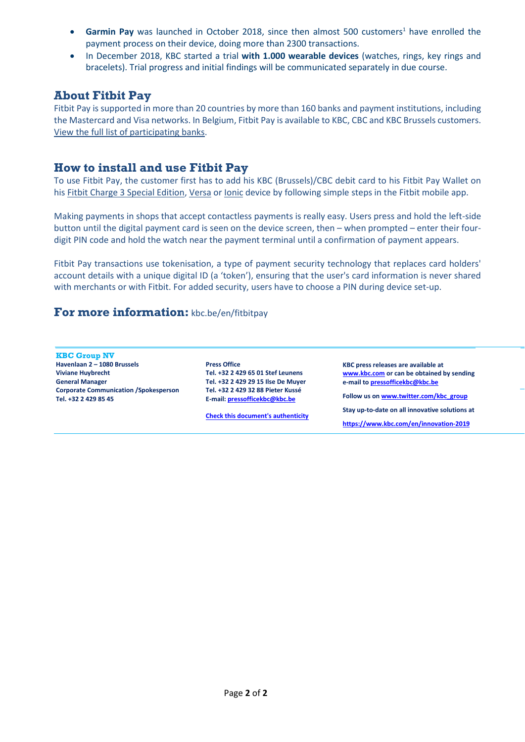- **Garmin Pay** was launched in October 2018, since then almost 500 customers[1] have enrolled the payment process on their device, doing more than 2300 transactions.
- In December 2018, KBC started a trial **with 1.000 wearable devices** (watches, rings, key rings and bracelets). Trial progress and initial findings will be communicated separately in due course.

## About Fitbit Pay

Fitbit Pay is supported in more than 20 countries by more than 160 banks and payment institutions, including the Mastercard and Visa networks. In Belgium, Fitbit Pay is available to KBC, CBC and KBC Brussels customers. View the full list of participating banks.

## How to install and use Fitbit Pay

To use Fitbit Pay, the customer first has to add his KBC (Brussels)/CBC debit card to his Fitbit Pay Wallet on his Fitbit Charge 3 Special Edition, Versa or Ionic device by following simple steps in the Fitbit mobile app.

Making payments in shops that accept contactless payments is really easy. Users press and hold the left-side button until the digital payment card is seen on the device screen, then – when prompted – enter their four-digit PIN code and hold the watch near the payment terminal until a confirmation of payment appears.

Fitbit Pay transactions use tokenisation, a type of payment security technology that replaces card holders' account details with a unique digital ID (a 'token'), ensuring that the user's card information is never shared with merchants or with Fitbit. For added security, users have to choose a PIN during device set-up.

## For more information: kbc.be/en/fitbitpay

**KBC Group NV**
**Havenlaan 2 – 1080 Brussels**
**Viviane Huybrecht**
**General Manager**
**Corporate Communication /Spokesperson**
**Tel. +32 2 429 85 45**

**Press Office**
**Tel. +32 2 429 65 01 Stef Leunens**
**Tel. +32 2 429 29 15 Ilse De Muyer**
**Tel. +32 2 429 32 88 Pieter Kussé**
**E-mail: pressofficekbc@kbc.be**

**Check this document's authenticity**

**KBC press releases are available at www.kbc.com or can be obtained by sending e-mail to pressofficekbc@kbc.be**

**Follow us on www.twitter.com/kbc_group**

**Stay up-to-date on all innovative solutions at**

**https://www.kbc.com/en/innovation-2019**